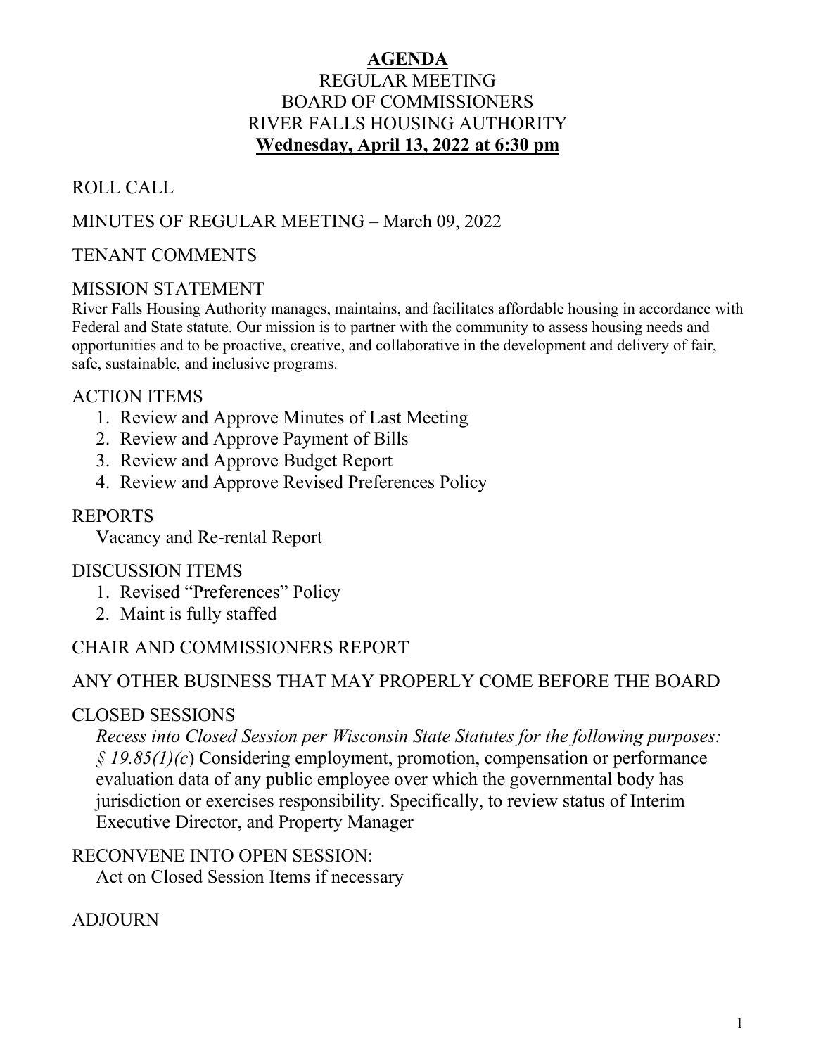# AGENDA

## REGULAR MEETING
## BOARD OF COMMISSIONERS
## RIVER FALLS HOUSING AUTHORITY
## **Wednesday, April 13, 2022 at 6:30 pm**

ROLL CALL

MINUTES OF REGULAR MEETING – March 09, 2022

TENANT COMMENTS

MISSION STATEMENT

River Falls Housing Authority manages, maintains, and facilitates affordable housing in accordance with Federal and State statute. Our mission is to partner with the community to assess housing needs and opportunities and to be proactive, creative, and collaborative in the development and delivery of fair, safe, sustainable, and inclusive programs.

ACTION ITEMS

1. Review and Approve Minutes of Last Meeting
2. Review and Approve Payment of Bills
3. Review and Approve Budget Report
4. Review and Approve Revised Preferences Policy

REPORTS

Vacancy and Re-rental Report

DISCUSSION ITEMS

1. Revised "Preferences" Policy
2. Maint is fully staffed

CHAIR AND COMMISSIONERS REPORT

ANY OTHER BUSINESS THAT MAY PROPERLY COME BEFORE THE BOARD

CLOSED SESSIONS

*Recess into Closed Session per Wisconsin State Statutes for the following purposes: § 19.85(1)(c*) Considering employment, promotion, compensation or performance evaluation data of any public employee over which the governmental body has jurisdiction or exercises responsibility. Specifically, to review status of Interim Executive Director, and Property Manager

RECONVENE INTO OPEN SESSION:

Act on Closed Session Items if necessary

ADJOURN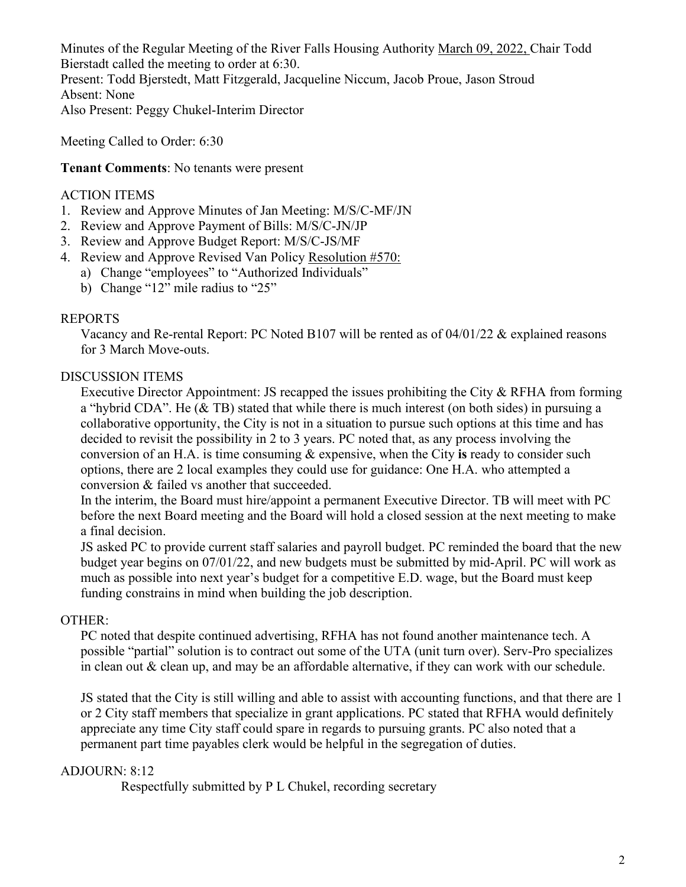Minutes of the Regular Meeting of the River Falls Housing Authority March 09, 2022, Chair Todd Bierstadt called the meeting to order at 6:30.
Present: Todd Bjerstedt, Matt Fitzgerald, Jacqueline Niccum, Jacob Proue, Jason Stroud
Absent: None
Also Present: Peggy Chukel-Interim Director

Meeting Called to Order: 6:30

**Tenant Comments**: No tenants were present

ACTION ITEMS

1. Review and Approve Minutes of Jan Meeting: M/S/C-MF/JN
2. Review and Approve Payment of Bills: M/S/C-JN/JP
3. Review and Approve Budget Report: M/S/C-JS/MF
4. Review and Approve Revised Van Policy Resolution #570:
   a) Change "employees" to "Authorized Individuals"
   b) Change "12" mile radius to "25"

REPORTS

Vacancy and Re-rental Report: PC Noted B107 will be rented as of 04/01/22 & explained reasons for 3 March Move-outs.

DISCUSSION ITEMS

Executive Director Appointment: JS recapped the issues prohibiting the City & RFHA from forming a "hybrid CDA". He (& TB) stated that while there is much interest (on both sides) in pursuing a collaborative opportunity, the City is not in a situation to pursue such options at this time and has decided to revisit the possibility in 2 to 3 years. PC noted that, as any process involving the conversion of an H.A. is time consuming & expensive, when the City **is** ready to consider such options, there are 2 local examples they could use for guidance: One H.A. who attempted a conversion & failed vs another that succeeded.

In the interim, the Board must hire/appoint a permanent Executive Director. TB will meet with PC before the next Board meeting and the Board will hold a closed session at the next meeting to make a final decision.

JS asked PC to provide current staff salaries and payroll budget. PC reminded the board that the new budget year begins on 07/01/22, and new budgets must be submitted by mid-April. PC will work as much as possible into next year's budget for a competitive E.D. wage, but the Board must keep funding constrains in mind when building the job description.

OTHER:

PC noted that despite continued advertising, RFHA has not found another maintenance tech. A possible "partial" solution is to contract out some of the UTA (unit turn over). Serv-Pro specializes in clean out & clean up, and may be an affordable alternative, if they can work with our schedule.

JS stated that the City is still willing and able to assist with accounting functions, and that there are 1 or 2 City staff members that specialize in grant applications. PC stated that RFHA would definitely appreciate any time City staff could spare in regards to pursuing grants. PC also noted that a permanent part time payables clerk would be helpful in the segregation of duties.

ADJOURN: 8:12

Respectfully submitted by P L Chukel, recording secretary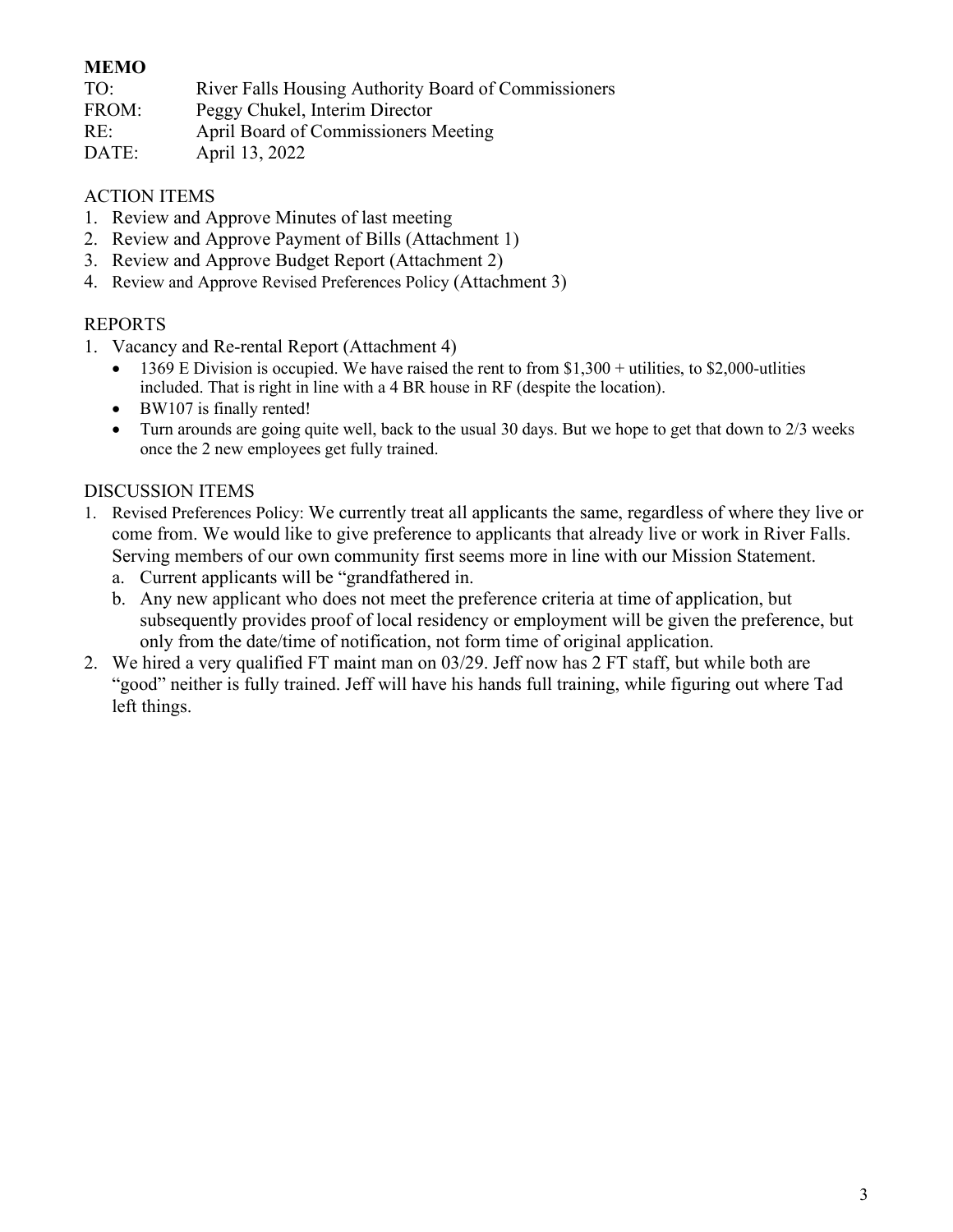**MEMO**

TO: River Falls Housing Authority Board of Commissioners
FROM: Peggy Chukel, Interim Director
RE: April Board of Commissioners Meeting
DATE: April 13, 2022

ACTION ITEMS

1. Review and Approve Minutes of last meeting
2. Review and Approve Payment of Bills (Attachment 1)
3. Review and Approve Budget Report (Attachment 2)
4. Review and Approve Revised Preferences Policy (Attachment 3)

REPORTS

1. Vacancy and Re-rental Report (Attachment 4)
   - 1369 E Division is occupied. We have raised the rent to from $1,300 + utilities, to $2,000-utlities included. That is right in line with a 4 BR house in RF (despite the location).
   - BW107 is finally rented!
   - Turn arounds are going quite well, back to the usual 30 days. But we hope to get that down to 2/3 weeks once the 2 new employees get fully trained.

DISCUSSION ITEMS

1. Revised Preferences Policy: We currently treat all applicants the same, regardless of where they live or come from. We would like to give preference to applicants that already live or work in River Falls. Serving members of our own community first seems more in line with our Mission Statement.
   a. Current applicants will be "grandfathered in.
   b. Any new applicant who does not meet the preference criteria at time of application, but subsequently provides proof of local residency or employment will be given the preference, but only from the date/time of notification, not form time of original application.
2. We hired a very qualified FT maint man on 03/29. Jeff now has 2 FT staff, but while both are "good" neither is fully trained. Jeff will have his hands full training, while figuring out where Tad left things.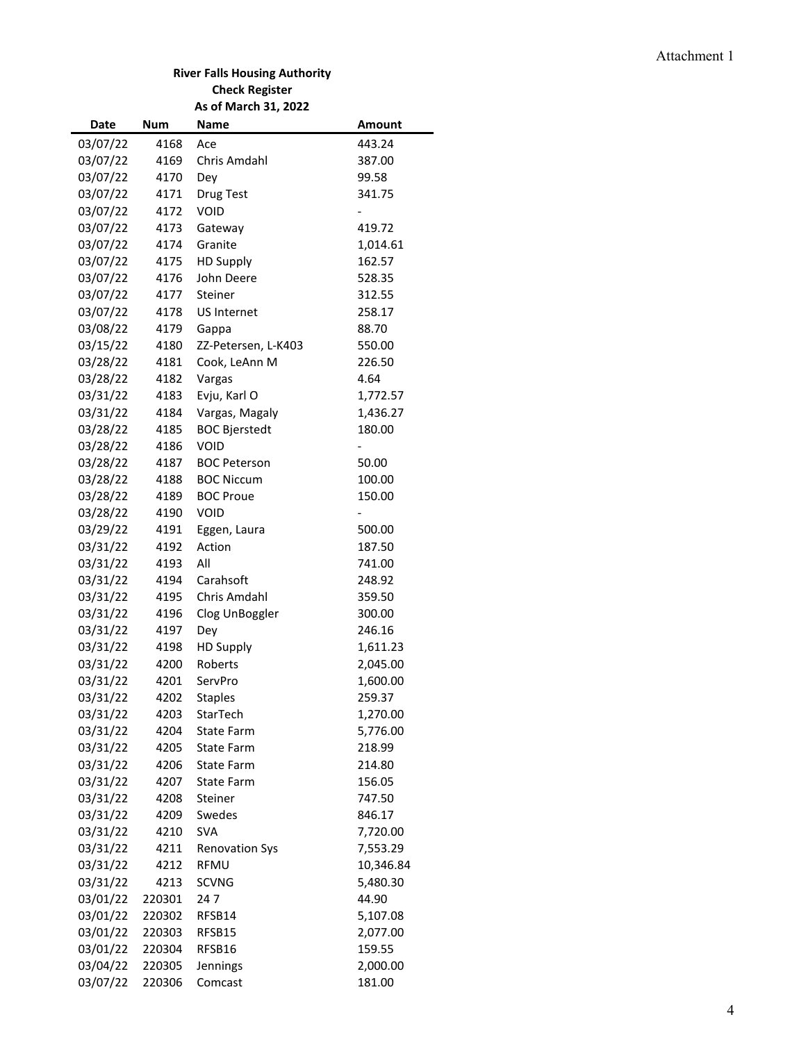Attachment 1

**River Falls Housing Authority**
**Check Register**
**As of March 31, 2022**

| Date | Num | Name | Amount |
|---|---|---|---|
| 03/07/22 | 4168 | Ace | 443.24 |
| 03/07/22 | 4169 | Chris Amdahl | 387.00 |
| 03/07/22 | 4170 | Dey | 99.58 |
| 03/07/22 | 4171 | Drug Test | 341.75 |
| 03/07/22 | 4172 | VOID | - |
| 03/07/22 | 4173 | Gateway | 419.72 |
| 03/07/22 | 4174 | Granite | 1,014.61 |
| 03/07/22 | 4175 | HD Supply | 162.57 |
| 03/07/22 | 4176 | John Deere | 528.35 |
| 03/07/22 | 4177 | Steiner | 312.55 |
| 03/07/22 | 4178 | US Internet | 258.17 |
| 03/08/22 | 4179 | Gappa | 88.70 |
| 03/15/22 | 4180 | ZZ-Petersen, L-K403 | 550.00 |
| 03/28/22 | 4181 | Cook, LeAnn M | 226.50 |
| 03/28/22 | 4182 | Vargas | 4.64 |
| 03/31/22 | 4183 | Evju, Karl O | 1,772.57 |
| 03/31/22 | 4184 | Vargas, Magaly | 1,436.27 |
| 03/28/22 | 4185 | BOC Bjerstedt | 180.00 |
| 03/28/22 | 4186 | VOID | - |
| 03/28/22 | 4187 | BOC Peterson | 50.00 |
| 03/28/22 | 4188 | BOC Niccum | 100.00 |
| 03/28/22 | 4189 | BOC Proue | 150.00 |
| 03/28/22 | 4190 | VOID | - |
| 03/29/22 | 4191 | Eggen, Laura | 500.00 |
| 03/31/22 | 4192 | Action | 187.50 |
| 03/31/22 | 4193 | All | 741.00 |
| 03/31/22 | 4194 | Carahsoft | 248.92 |
| 03/31/22 | 4195 | Chris Amdahl | 359.50 |
| 03/31/22 | 4196 | Clog UnBoggler | 300.00 |
| 03/31/22 | 4197 | Dey | 246.16 |
| 03/31/22 | 4198 | HD Supply | 1,611.23 |
| 03/31/22 | 4200 | Roberts | 2,045.00 |
| 03/31/22 | 4201 | ServPro | 1,600.00 |
| 03/31/22 | 4202 | Staples | 259.37 |
| 03/31/22 | 4203 | StarTech | 1,270.00 |
| 03/31/22 | 4204 | State Farm | 5,776.00 |
| 03/31/22 | 4205 | State Farm | 218.99 |
| 03/31/22 | 4206 | State Farm | 214.80 |
| 03/31/22 | 4207 | State Farm | 156.05 |
| 03/31/22 | 4208 | Steiner | 747.50 |
| 03/31/22 | 4209 | Swedes | 846.17 |
| 03/31/22 | 4210 | SVA | 7,720.00 |
| 03/31/22 | 4211 | Renovation Sys | 7,553.29 |
| 03/31/22 | 4212 | RFMU | 10,346.84 |
| 03/31/22 | 4213 | SCVNG | 5,480.30 |
| 03/01/22 | 220301 | 24 7 | 44.90 |
| 03/01/22 | 220302 | RFSB14 | 5,107.08 |
| 03/01/22 | 220303 | RFSB15 | 2,077.00 |
| 03/01/22 | 220304 | RFSB16 | 159.55 |
| 03/04/22 | 220305 | Jennings | 2,000.00 |
| 03/07/22 | 220306 | Comcast | 181.00 |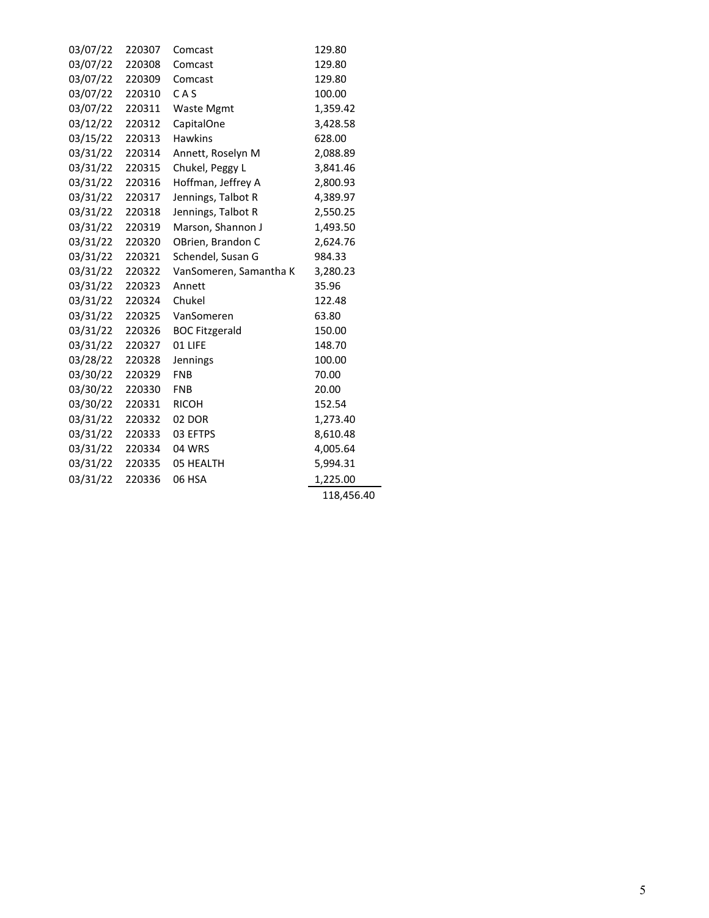| | | | |
|---|---|---|---|
| 03/07/22 | 220307 | Comcast | 129.80 |
| 03/07/22 | 220308 | Comcast | 129.80 |
| 03/07/22 | 220309 | Comcast | 129.80 |
| 03/07/22 | 220310 | C A S | 100.00 |
| 03/07/22 | 220311 | Waste Mgmt | 1,359.42 |
| 03/12/22 | 220312 | CapitalOne | 3,428.58 |
| 03/15/22 | 220313 | Hawkins | 628.00 |
| 03/31/22 | 220314 | Annett, Roselyn M | 2,088.89 |
| 03/31/22 | 220315 | Chukel, Peggy L | 3,841.46 |
| 03/31/22 | 220316 | Hoffman, Jeffrey A | 2,800.93 |
| 03/31/22 | 220317 | Jennings, Talbot R | 4,389.97 |
| 03/31/22 | 220318 | Jennings, Talbot R | 2,550.25 |
| 03/31/22 | 220319 | Marson, Shannon J | 1,493.50 |
| 03/31/22 | 220320 | OBrien, Brandon C | 2,624.76 |
| 03/31/22 | 220321 | Schendel, Susan G | 984.33 |
| 03/31/22 | 220322 | VanSomeren, Samantha K | 3,280.23 |
| 03/31/22 | 220323 | Annett | 35.96 |
| 03/31/22 | 220324 | Chukel | 122.48 |
| 03/31/22 | 220325 | VanSomeren | 63.80 |
| 03/31/22 | 220326 | BOC Fitzgerald | 150.00 |
| 03/31/22 | 220327 | 01 LIFE | 148.70 |
| 03/28/22 | 220328 | Jennings | 100.00 |
| 03/30/22 | 220329 | FNB | 70.00 |
| 03/30/22 | 220330 | FNB | 20.00 |
| 03/30/22 | 220331 | RICOH | 152.54 |
| 03/31/22 | 220332 | 02 DOR | 1,273.40 |
| 03/31/22 | 220333 | 03 EFTPS | 8,610.48 |
| 03/31/22 | 220334 | 04 WRS | 4,005.64 |
| 03/31/22 | 220335 | 05 HEALTH | 5,994.31 |
| 03/31/22 | 220336 | 06 HSA | 1,225.00 |
| | | | 118,456.40 |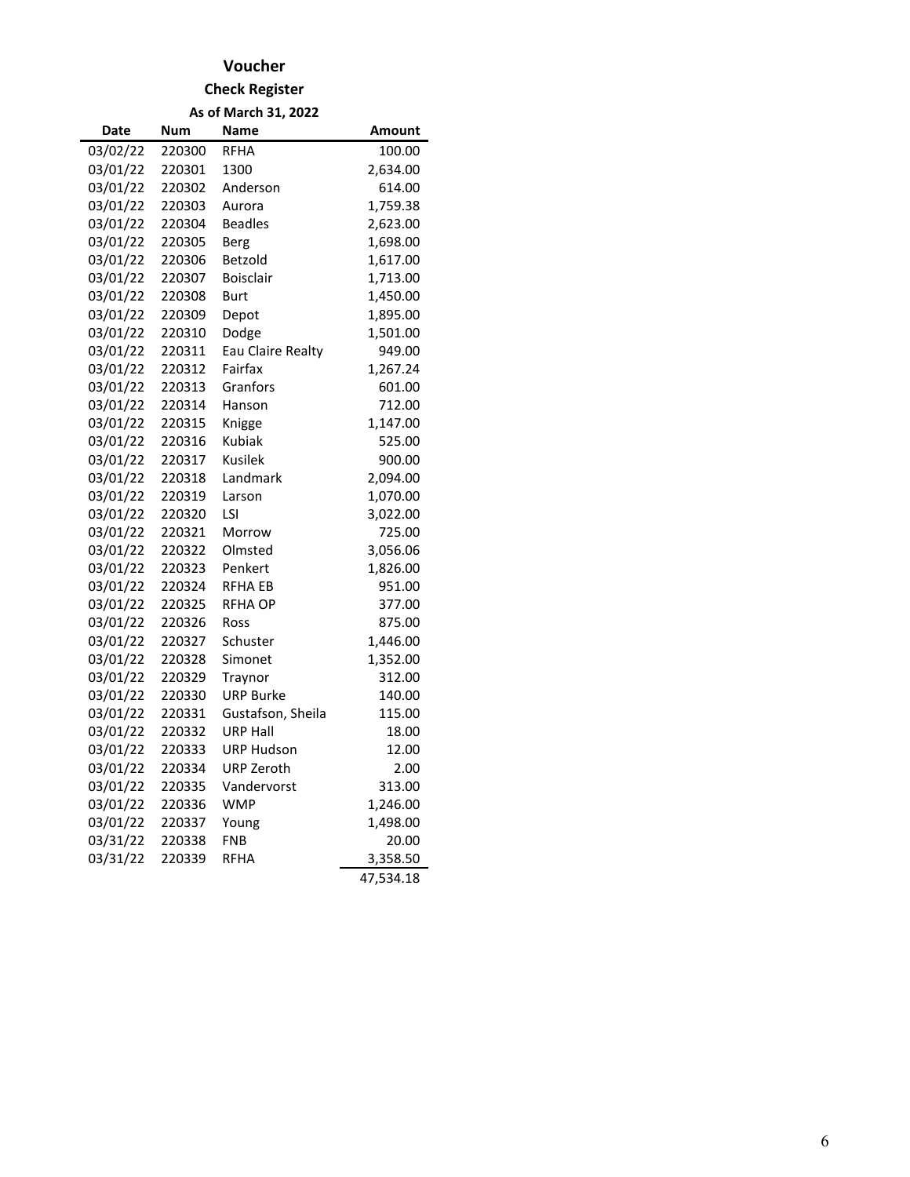# Voucher

## Check Register

### As of March 31, 2022

| Date | Num | Name | Amount |
|---|---|---|---|
| 03/02/22 | 220300 | RFHA | 100.00 |
| 03/01/22 | 220301 | 1300 | 2,634.00 |
| 03/01/22 | 220302 | Anderson | 614.00 |
| 03/01/22 | 220303 | Aurora | 1,759.38 |
| 03/01/22 | 220304 | Beadles | 2,623.00 |
| 03/01/22 | 220305 | Berg | 1,698.00 |
| 03/01/22 | 220306 | Betzold | 1,617.00 |
| 03/01/22 | 220307 | Boisclair | 1,713.00 |
| 03/01/22 | 220308 | Burt | 1,450.00 |
| 03/01/22 | 220309 | Depot | 1,895.00 |
| 03/01/22 | 220310 | Dodge | 1,501.00 |
| 03/01/22 | 220311 | Eau Claire Realty | 949.00 |
| 03/01/22 | 220312 | Fairfax | 1,267.24 |
| 03/01/22 | 220313 | Granfors | 601.00 |
| 03/01/22 | 220314 | Hanson | 712.00 |
| 03/01/22 | 220315 | Knigge | 1,147.00 |
| 03/01/22 | 220316 | Kubiak | 525.00 |
| 03/01/22 | 220317 | Kusilek | 900.00 |
| 03/01/22 | 220318 | Landmark | 2,094.00 |
| 03/01/22 | 220319 | Larson | 1,070.00 |
| 03/01/22 | 220320 | LSI | 3,022.00 |
| 03/01/22 | 220321 | Morrow | 725.00 |
| 03/01/22 | 220322 | Olmsted | 3,056.06 |
| 03/01/22 | 220323 | Penkert | 1,826.00 |
| 03/01/22 | 220324 | RFHA EB | 951.00 |
| 03/01/22 | 220325 | RFHA OP | 377.00 |
| 03/01/22 | 220326 | Ross | 875.00 |
| 03/01/22 | 220327 | Schuster | 1,446.00 |
| 03/01/22 | 220328 | Simonet | 1,352.00 |
| 03/01/22 | 220329 | Traynor | 312.00 |
| 03/01/22 | 220330 | URP Burke | 140.00 |
| 03/01/22 | 220331 | Gustafson, Sheila | 115.00 |
| 03/01/22 | 220332 | URP Hall | 18.00 |
| 03/01/22 | 220333 | URP Hudson | 12.00 |
| 03/01/22 | 220334 | URP Zeroth | 2.00 |
| 03/01/22 | 220335 | Vandervorst | 313.00 |
| 03/01/22 | 220336 | WMP | 1,246.00 |
| 03/01/22 | 220337 | Young | 1,498.00 |
| 03/31/22 | 220338 | FNB | 20.00 |
| 03/31/22 | 220339 | RFHA | 3,358.50 |
| | | | 47,534.18 |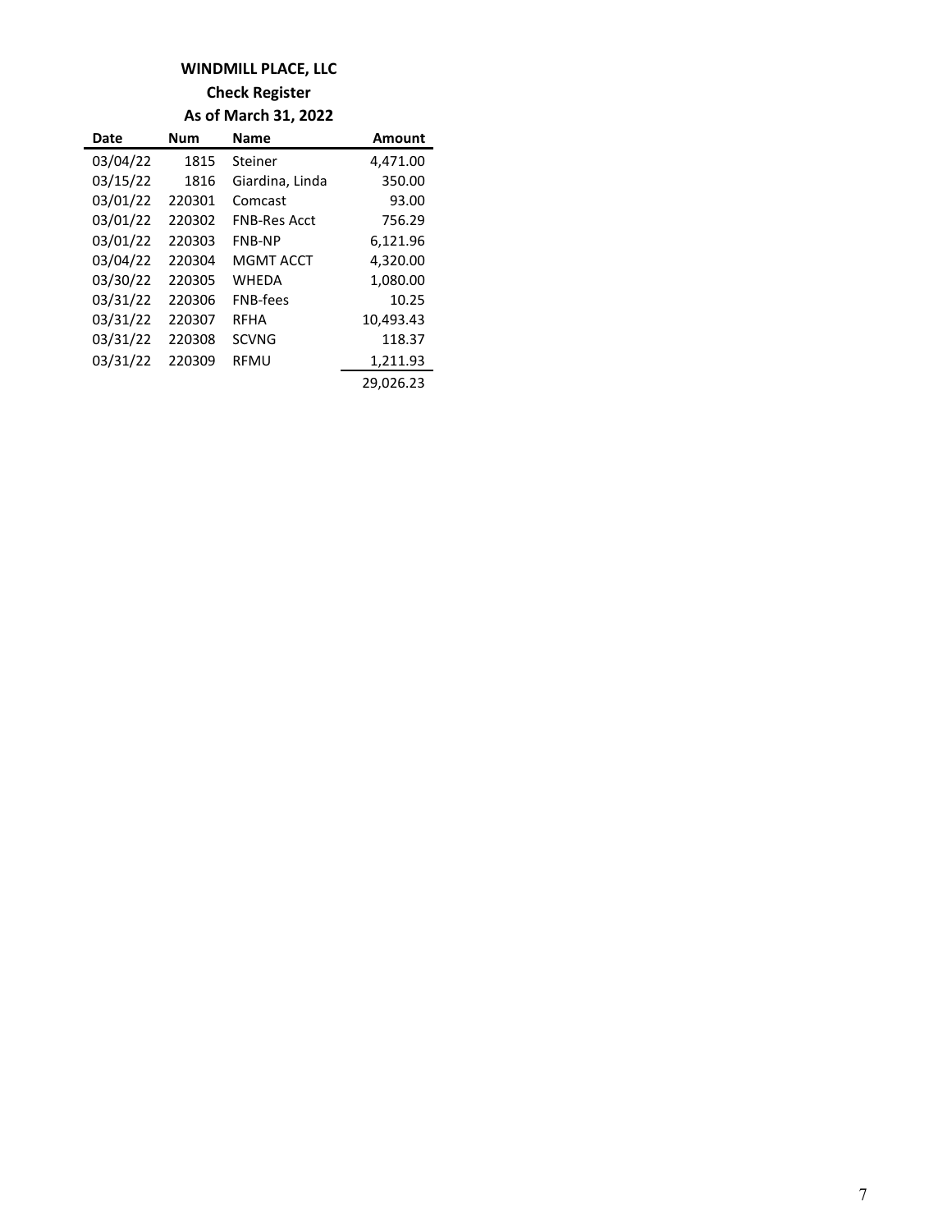# WINDMILL PLACE, LLC

## Check Register

### As of March 31, 2022

| Date | Num | Name | Amount |
|---|---|---|---|
| 03/04/22 | 1815 | Steiner | 4,471.00 |
| 03/15/22 | 1816 | Giardina, Linda | 350.00 |
| 03/01/22 | 220301 | Comcast | 93.00 |
| 03/01/22 | 220302 | FNB-Res Acct | 756.29 |
| 03/01/22 | 220303 | FNB-NP | 6,121.96 |
| 03/04/22 | 220304 | MGMT ACCT | 4,320.00 |
| 03/30/22 | 220305 | WHEDA | 1,080.00 |
| 03/31/22 | 220306 | FNB-fees | 10.25 |
| 03/31/22 | 220307 | RFHA | 10,493.43 |
| 03/31/22 | 220308 | SCVNG | 118.37 |
| 03/31/22 | 220309 | RFMU | 1,211.93 |
| | | | 29,026.23 |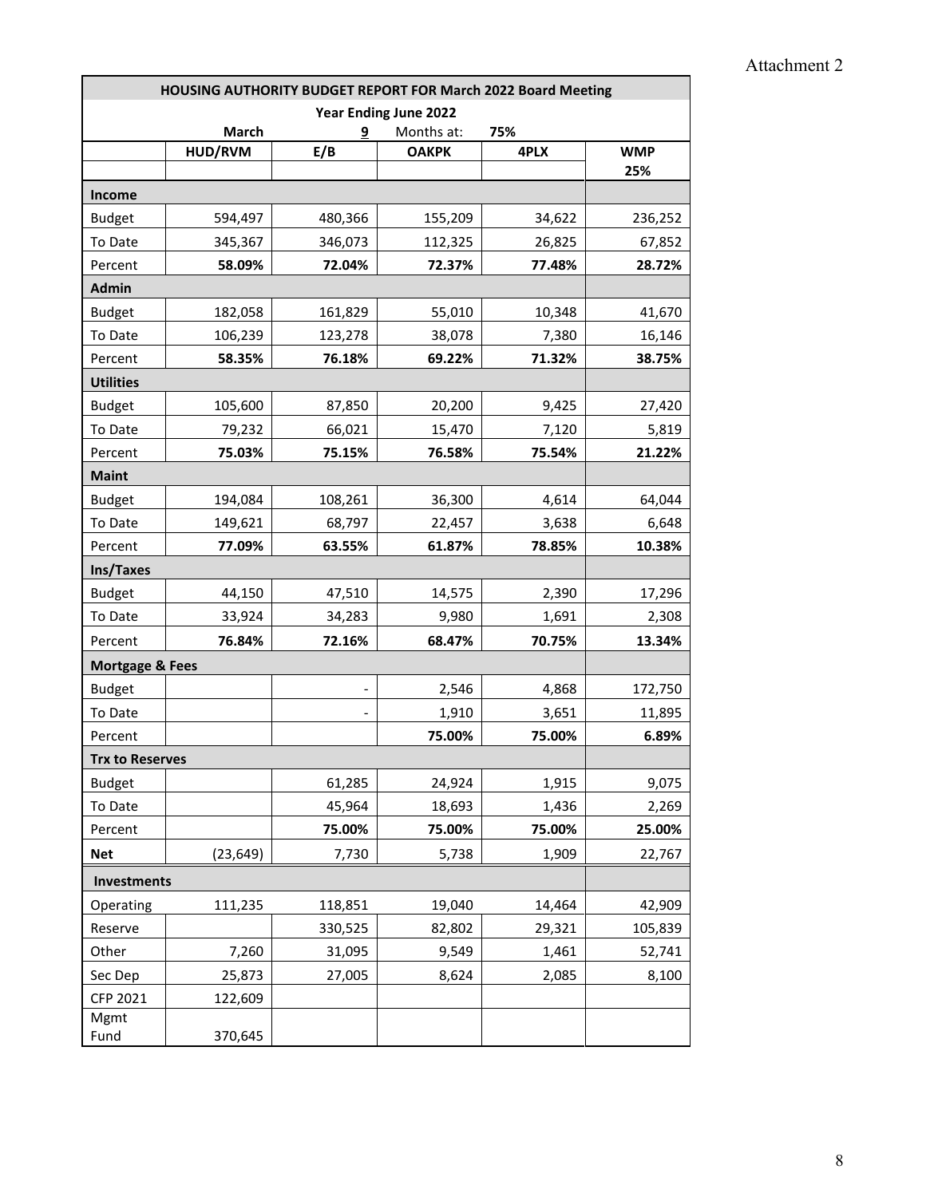Attachment 2

| HOUSING AUTHORITY BUDGET REPORT FOR March 2022 Board Meeting | | | | | |
|---|---|---|---|---|---|
| Year Ending June 2022 | | | | | |
| | March | 9 | Months at: | 75% | |
| | HUD/RVM | E/B | OAKPK | 4PLX | WMP |
| | | | | | 25% |
| **Income** | | | | | |
| Budget | 594,497 | 480,366 | 155,209 | 34,622 | 236,252 |
| To Date | 345,367 | 346,073 | 112,325 | 26,825 | 67,852 |
| Percent | **58.09%** | **72.04%** | **72.37%** | **77.48%** | **28.72%** |
| **Admin** | | | | | |
| Budget | 182,058 | 161,829 | 55,010 | 10,348 | 41,670 |
| To Date | 106,239 | 123,278 | 38,078 | 7,380 | 16,146 |
| Percent | **58.35%** | **76.18%** | **69.22%** | **71.32%** | **38.75%** |
| **Utilities** | | | | | |
| Budget | 105,600 | 87,850 | 20,200 | 9,425 | 27,420 |
| To Date | 79,232 | 66,021 | 15,470 | 7,120 | 5,819 |
| Percent | **75.03%** | **75.15%** | **76.58%** | **75.54%** | **21.22%** |
| **Maint** | | | | | |
| Budget | 194,084 | 108,261 | 36,300 | 4,614 | 64,044 |
| To Date | 149,621 | 68,797 | 22,457 | 3,638 | 6,648 |
| Percent | **77.09%** | **63.55%** | **61.87%** | **78.85%** | **10.38%** |
| **Ins/Taxes** | | | | | |
| Budget | 44,150 | 47,510 | 14,575 | 2,390 | 17,296 |
| To Date | 33,924 | 34,283 | 9,980 | 1,691 | 2,308 |
| Percent | **76.84%** | **72.16%** | **68.47%** | **70.75%** | **13.34%** |
| **Mortgage & Fees** | | | | | |
| Budget | | - | 2,546 | 4,868 | 172,750 |
| To Date | | - | 1,910 | 3,651 | 11,895 |
| Percent | | | **75.00%** | **75.00%** | **6.89%** |
| **Trx to Reserves** | | | | | |
| Budget | | 61,285 | 24,924 | 1,915 | 9,075 |
| To Date | | 45,964 | 18,693 | 1,436 | 2,269 |
| Percent | | **75.00%** | **75.00%** | **75.00%** | **25.00%** |
| **Net** | (23,649) | 7,730 | 5,738 | 1,909 | 22,767 |
| **Investments** | | | | | |
| Operating | 111,235 | 118,851 | 19,040 | 14,464 | 42,909 |
| Reserve | | 330,525 | 82,802 | 29,321 | 105,839 |
| Other | 7,260 | 31,095 | 9,549 | 1,461 | 52,741 |
| Sec Dep | 25,873 | 27,005 | 8,624 | 2,085 | 8,100 |
| CFP 2021 | 122,609 | | | | |
| Mgmt Fund | 370,645 | | | | |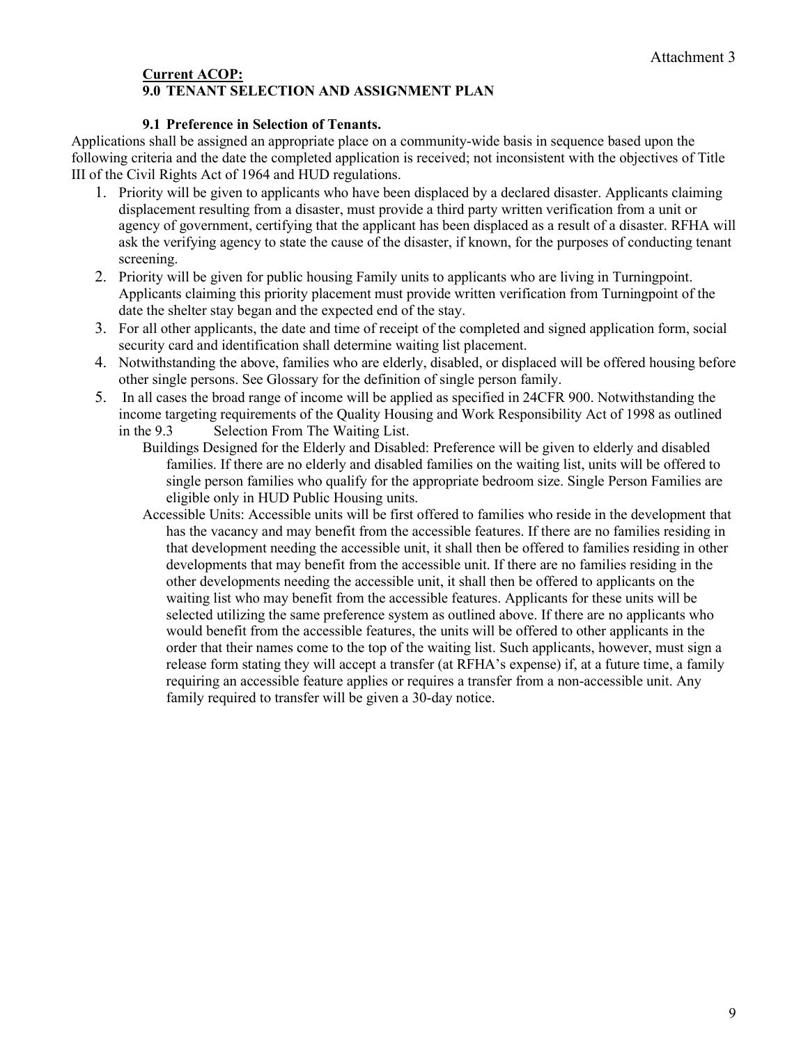Attachment 3

**Current ACOP:**
**9.0 TENANT SELECTION AND ASSIGNMENT PLAN**

**9.1 Preference in Selection of Tenants.**

Applications shall be assigned an appropriate place on a community-wide basis in sequence based upon the following criteria and the date the completed application is received; not inconsistent with the objectives of Title III of the Civil Rights Act of 1964 and HUD regulations.

1. Priority will be given to applicants who have been displaced by a declared disaster. Applicants claiming displacement resulting from a disaster, must provide a third party written verification from a unit or agency of government, certifying that the applicant has been displaced as a result of a disaster. RFHA will ask the verifying agency to state the cause of the disaster, if known, for the purposes of conducting tenant screening.
2. Priority will be given for public housing Family units to applicants who are living in Turningpoint. Applicants claiming this priority placement must provide written verification from Turningpoint of the date the shelter stay began and the expected end of the stay.
3. For all other applicants, the date and time of receipt of the completed and signed application form, social security card and identification shall determine waiting list placement.
4. Notwithstanding the above, families who are elderly, disabled, or displaced will be offered housing before other single persons. See Glossary for the definition of single person family.
5. In all cases the broad range of income will be applied as specified in 24CFR 900. Notwithstanding the income targeting requirements of the Quality Housing and Work Responsibility Act of 1998 as outlined in the 9.3 Selection From The Waiting List.

    Buildings Designed for the Elderly and Disabled: Preference will be given to elderly and disabled families. If there are no elderly and disabled families on the waiting list, units will be offered to single person families who qualify for the appropriate bedroom size. Single Person Families are eligible only in HUD Public Housing units.

    Accessible Units: Accessible units will be first offered to families who reside in the development that has the vacancy and may benefit from the accessible features. If there are no families residing in that development needing the accessible unit, it shall then be offered to families residing in other developments that may benefit from the accessible unit. If there are no families residing in the other developments needing the accessible unit, it shall then be offered to applicants on the waiting list who may benefit from the accessible features. Applicants for these units will be selected utilizing the same preference system as outlined above. If there are no applicants who would benefit from the accessible features, the units will be offered to other applicants in the order that their names come to the top of the waiting list. Such applicants, however, must sign a release form stating they will accept a transfer (at RFHA's expense) if, at a future time, a family requiring an accessible feature applies or requires a transfer from a non-accessible unit. Any family required to transfer will be given a 30-day notice.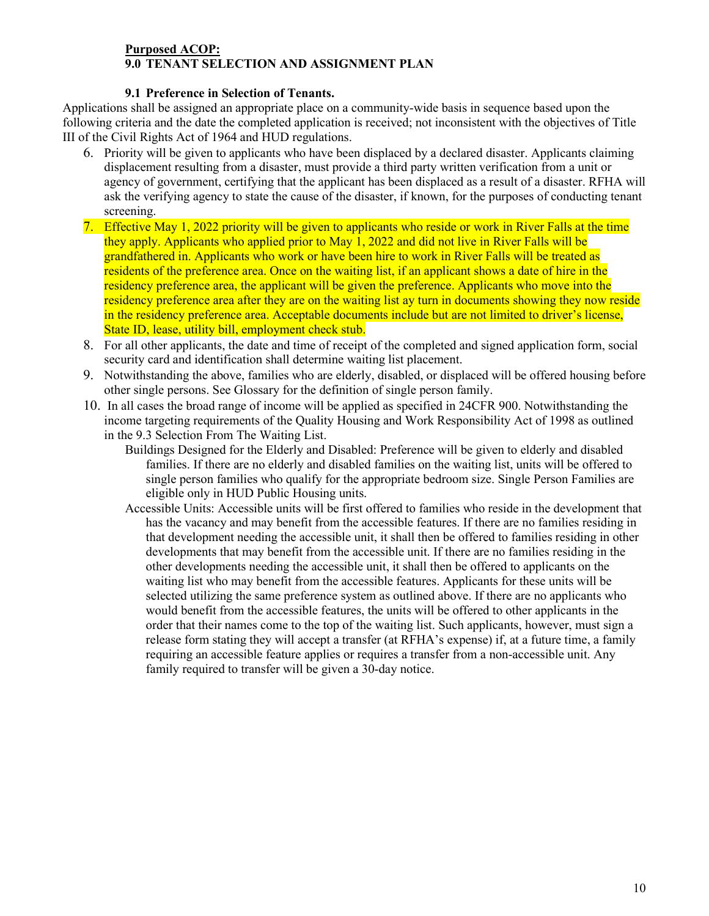**Purposed ACOP:**
**9.0 TENANT SELECTION AND ASSIGNMENT PLAN**

**9.1 Preference in Selection of Tenants.**

Applications shall be assigned an appropriate place on a community-wide basis in sequence based upon the following criteria and the date the completed application is received; not inconsistent with the objectives of Title III of the Civil Rights Act of 1964 and HUD regulations.

6. Priority will be given to applicants who have been displaced by a declared disaster. Applicants claiming displacement resulting from a disaster, must provide a third party written verification from a unit or agency of government, certifying that the applicant has been displaced as a result of a disaster. RFHA will ask the verifying agency to state the cause of the disaster, if known, for the purposes of conducting tenant screening.
7. Effective May 1, 2022 priority will be given to applicants who reside or work in River Falls at the time they apply. Applicants who applied prior to May 1, 2022 and did not live in River Falls will be grandfathered in. Applicants who work or have been hire to work in River Falls will be treated as residents of the preference area. Once on the waiting list, if an applicant shows a date of hire in the residency preference area, the applicant will be given the preference. Applicants who move into the residency preference area after they are on the waiting list ay turn in documents showing they now reside in the residency preference area. Acceptable documents include but are not limited to driver's license, State ID, lease, utility bill, employment check stub.
8. For all other applicants, the date and time of receipt of the completed and signed application form, social security card and identification shall determine waiting list placement.
9. Notwithstanding the above, families who are elderly, disabled, or displaced will be offered housing before other single persons. See Glossary for the definition of single person family.
10. In all cases the broad range of income will be applied as specified in 24CFR 900. Notwithstanding the income targeting requirements of the Quality Housing and Work Responsibility Act of 1998 as outlined in the 9.3 Selection From The Waiting List.

    Buildings Designed for the Elderly and Disabled: Preference will be given to elderly and disabled families. If there are no elderly and disabled families on the waiting list, units will be offered to single person families who qualify for the appropriate bedroom size. Single Person Families are eligible only in HUD Public Housing units.

    Accessible Units: Accessible units will be first offered to families who reside in the development that has the vacancy and may benefit from the accessible features. If there are no families residing in that development needing the accessible unit, it shall then be offered to families residing in other developments that may benefit from the accessible unit. If there are no families residing in the other developments needing the accessible unit, it shall then be offered to applicants on the waiting list who may benefit from the accessible features. Applicants for these units will be selected utilizing the same preference system as outlined above. If there are no applicants who would benefit from the accessible features, the units will be offered to other applicants in the order that their names come to the top of the waiting list. Such applicants, however, must sign a release form stating they will accept a transfer (at RFHA's expense) if, at a future time, a family requiring an accessible feature applies or requires a transfer from a non-accessible unit. Any family required to transfer will be given a 30-day notice.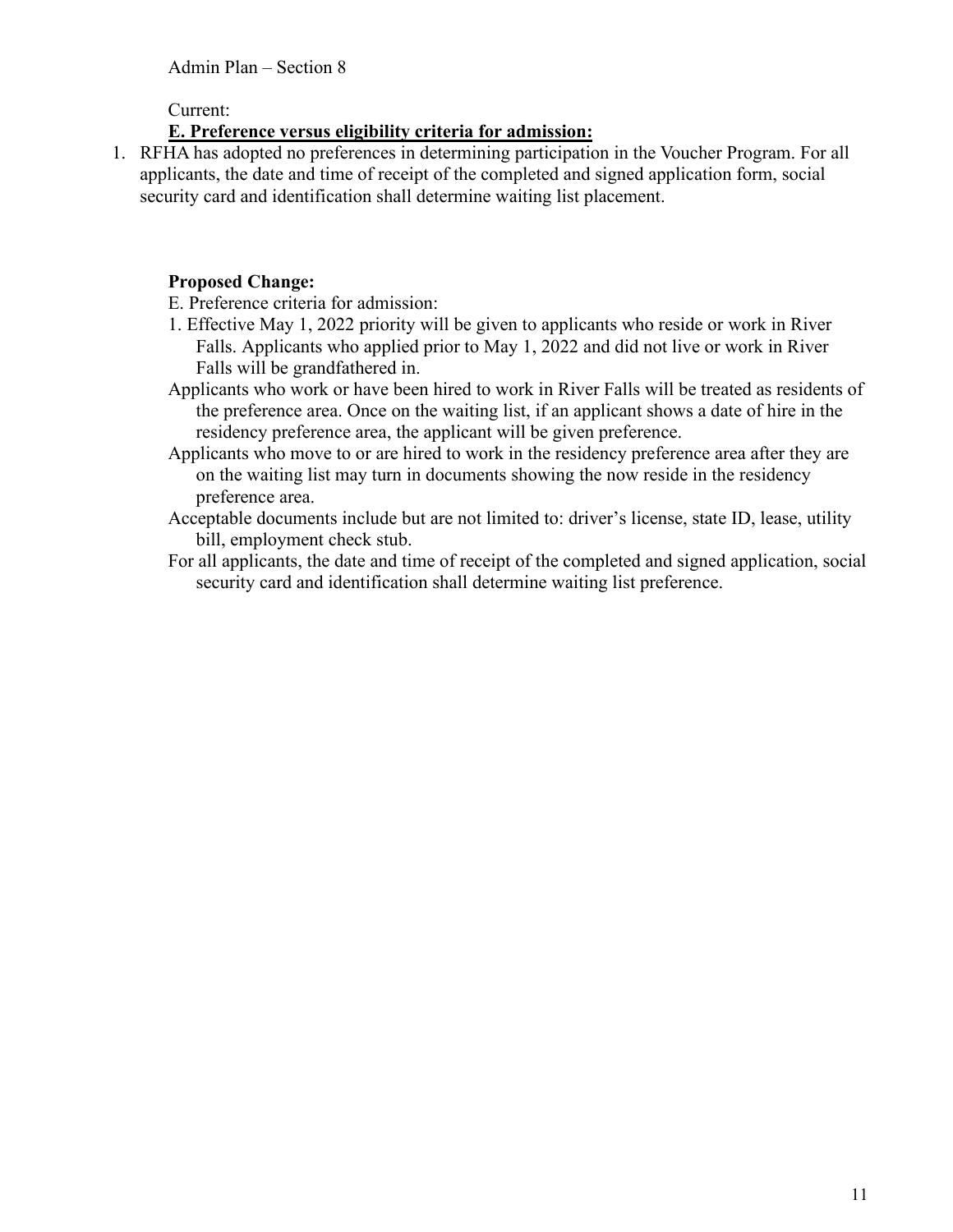Admin Plan – Section 8

Current:

**E. Preference versus eligibility criteria for admission:**

1. RFHA has adopted no preferences in determining participation in the Voucher Program. For all applicants, the date and time of receipt of the completed and signed application form, social security card and identification shall determine waiting list placement.

**Proposed Change:**

E. Preference criteria for admission:

1. Effective May 1, 2022 priority will be given to applicants who reside or work in River Falls. Applicants who applied prior to May 1, 2022 and did not live or work in River Falls will be grandfathered in.

Applicants who work or have been hired to work in River Falls will be treated as residents of the preference area. Once on the waiting list, if an applicant shows a date of hire in the residency preference area, the applicant will be given preference.

Applicants who move to or are hired to work in the residency preference area after they are on the waiting list may turn in documents showing the now reside in the residency preference area.

Acceptable documents include but are not limited to: driver's license, state ID, lease, utility bill, employment check stub.

For all applicants, the date and time of receipt of the completed and signed application, social security card and identification shall determine waiting list preference.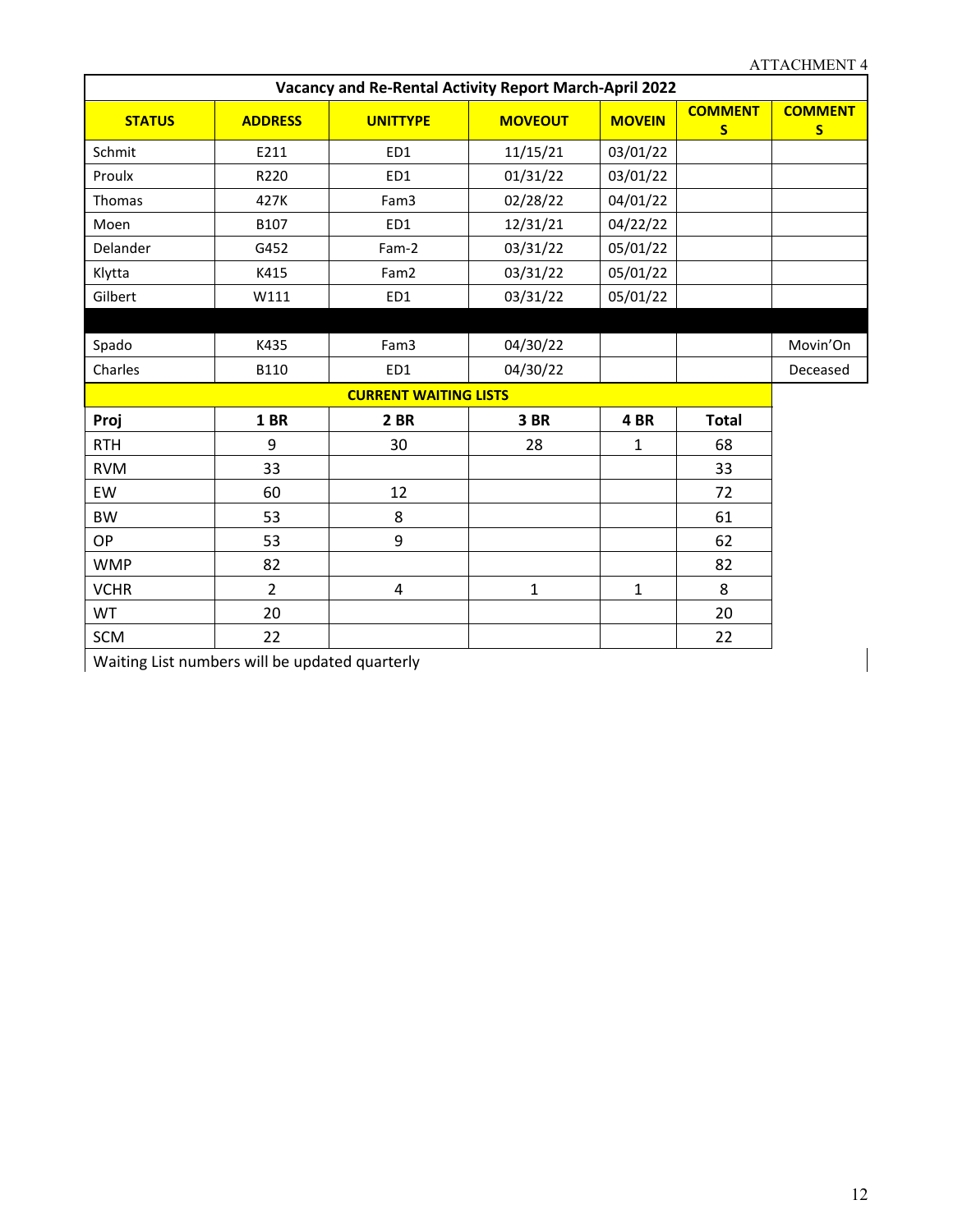ATTACHMENT 4

| Vacancy and Re-Rental Activity Report March-April 2022 | | | | | | |
|---|---|---|---|---|---|---|
| **STATUS** | **ADDRESS** | **UNITTYPE** | **MOVEOUT** | **MOVEIN** | **COMMENTS** | **COMMENTS** |
| Schmit | E211 | ED1 | 11/15/21 | 03/01/22 | | |
| Proulx | R220 | ED1 | 01/31/22 | 03/01/22 | | |
| Thomas | 427K | Fam3 | 02/28/22 | 04/01/22 | | |
| Moen | B107 | ED1 | 12/31/21 | 04/22/22 | | |
| Delander | G452 | Fam-2 | 03/31/22 | 05/01/22 | | |
| Klytta | K415 | Fam2 | 03/31/22 | 05/01/22 | | |
| Gilbert | W111 | ED1 | 03/31/22 | 05/01/22 | | |
| | | | | | | |
| Spado | K435 | Fam3 | 04/30/22 | | | Movin'On |
| Charles | B110 | ED1 | 04/30/22 | | | Deceased |

**CURRENT WAITING LISTS**

| **Proj** | **1 BR** | **2 BR** | **3 BR** | **4 BR** | **Total** |
|---|---|---|---|---|---|
| RTH | 9 | 30 | 28 | 1 | 68 |
| RVM | 33 | | | | 33 |
| EW | 60 | 12 | | | 72 |
| BW | 53 | 8 | | | 61 |
| OP | 53 | 9 | | | 62 |
| WMP | 82 | | | | 82 |
| VCHR | 2 | 4 | 1 | 1 | 8 |
| WT | 20 | | | | 20 |
| SCM | 22 | | | | 22 |

Waiting List numbers will be updated quarterly